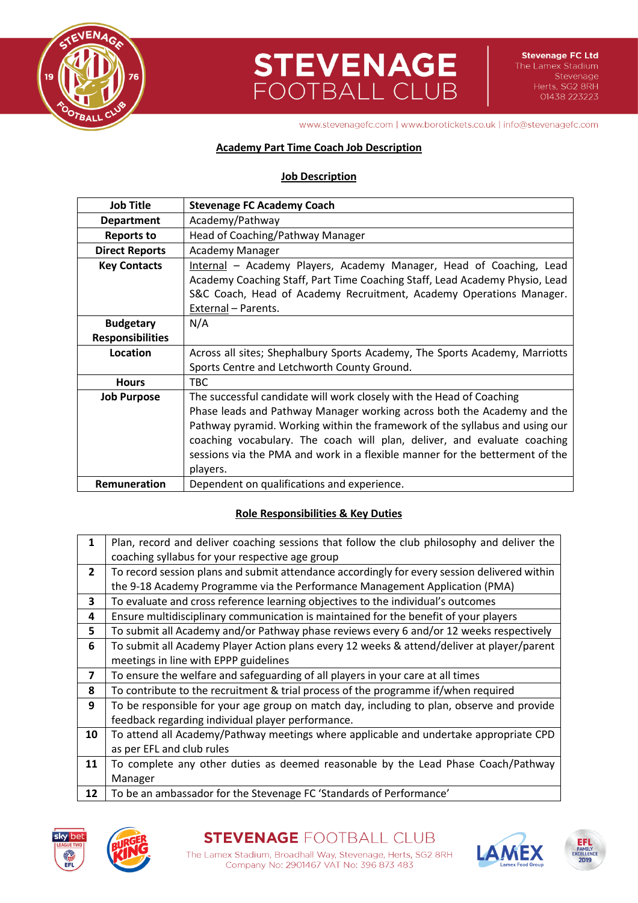## Academy Part Time Coach Job Description

### Job Description

| Job Title | Stevenage FC Academy Coach |
|---|---|
| Department | Academy/Pathway |
| Reports to | Head of Coaching/Pathway Manager |
| Direct Reports | Academy Manager |
| Key Contacts | Internal – Academy Players, Academy Manager, Head of Coaching, Lead Academy Coaching Staff, Part Time Coaching Staff, Lead Academy Physio, Lead S&C Coach, Head of Academy Recruitment, Academy Operations Manager. External – Parents. |
| Budgetary Responsibilities | N/A |
| Location | Across all sites; Shephalbury Sports Academy, The Sports Academy, Marriotts Sports Centre and Letchworth County Ground. |
| Hours | TBC |
| Job Purpose | The successful candidate will work closely with the Head of Coaching Phase leads and Pathway Manager working across both the Academy and the Pathway pyramid. Working within the framework of the syllabus and using our coaching vocabulary. The coach will plan, deliver, and evaluate coaching sessions via the PMA and work in a flexible manner for the betterment of the players. |
| Remuneration | Dependent on qualifications and experience. |

### Role Responsibilities & Key Duties

| | |
|---|---|
| 1 | Plan, record and deliver coaching sessions that follow the club philosophy and deliver the coaching syllabus for your respective age group |
| 2 | To record session plans and submit attendance accordingly for every session delivered within the 9-18 Academy Programme via the Performance Management Application (PMA) |
| 3 | To evaluate and cross reference learning objectives to the individual's outcomes |
| 4 | Ensure multidisciplinary communication is maintained for the benefit of your players |
| 5 | To submit all Academy and/or Pathway phase reviews every 6 and/or 12 weeks respectively |
| 6 | To submit all Academy Player Action plans every 12 weeks & attend/deliver at player/parent meetings in line with EPPP guidelines |
| 7 | To ensure the welfare and safeguarding of all players in your care at all times |
| 8 | To contribute to the recruitment & trial process of the programme if/when required |
| 9 | To be responsible for your age group on match day, including to plan, observe and provide feedback regarding individual player performance. |
| 10 | To attend all Academy/Pathway meetings where applicable and undertake appropriate CPD as per EFL and club rules |
| 11 | To complete any other duties as deemed reasonable by the Lead Phase Coach/Pathway Manager |
| 12 | To be an ambassador for the Stevenage FC 'Standards of Performance' |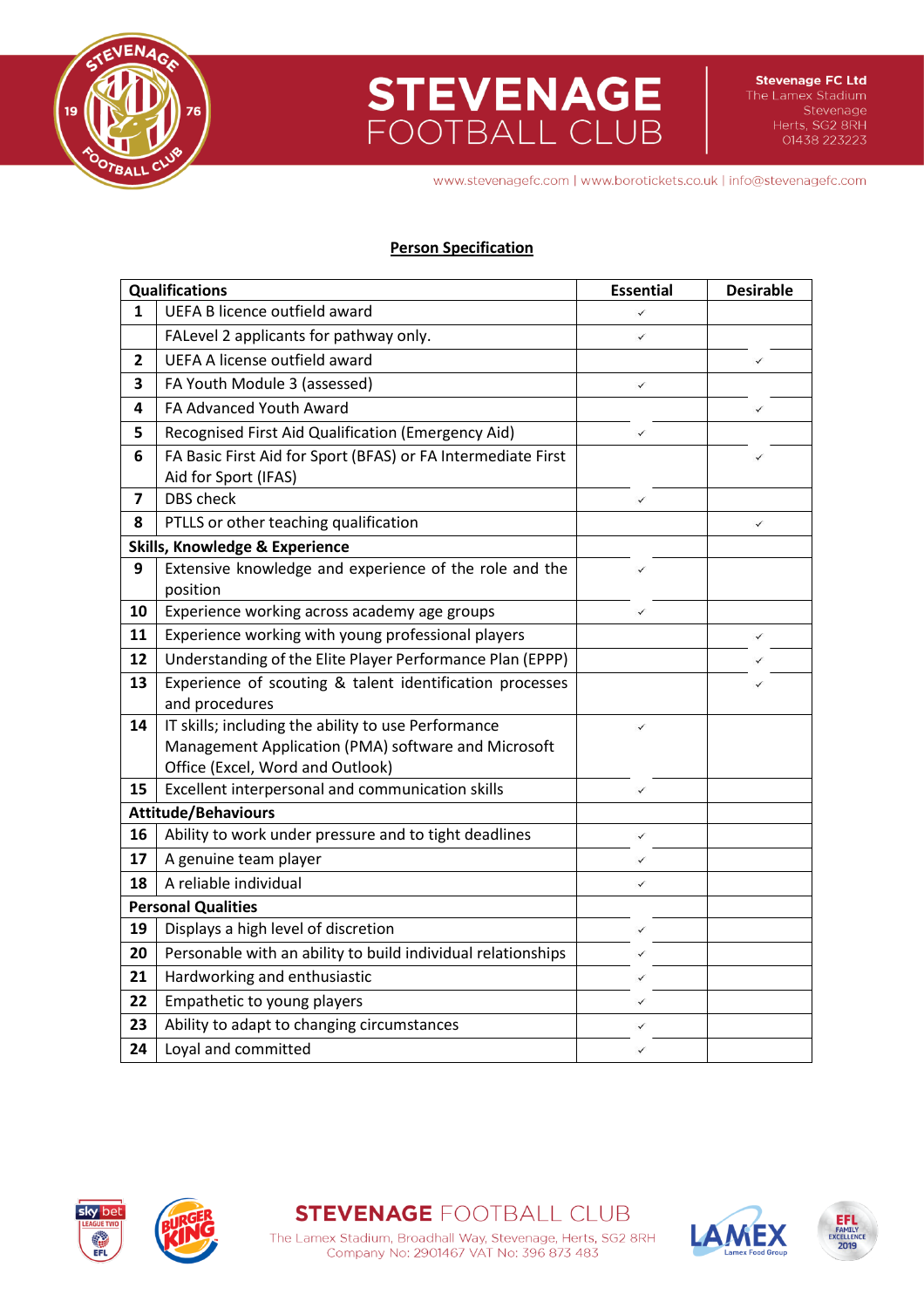**Person Specification**

| Qualifications | | Essential | Desirable |
|---|---|---|---|
| 1 | UEFA B licence outfield award | ✓ | |
| | FALevel 2 applicants for pathway only. | ✓ | |
| 2 | UEFA A license outfield award | | ✓ |
| 3 | FA Youth Module 3 (assessed) | ✓ | |
| 4 | FA Advanced Youth Award | | ✓ |
| 5 | Recognised First Aid Qualification (Emergency Aid) | ✓ | |
| 6 | FA Basic First Aid for Sport (BFAS) or FA Intermediate First Aid for Sport (IFAS) | | ✓ |
| 7 | DBS check | ✓ | |
| 8 | PTLLS or other teaching qualification | | ✓ |
| **Skills, Knowledge & Experience** | | | |
| 9 | Extensive knowledge and experience of the role and the position | ✓ | |
| 10 | Experience working across academy age groups | ✓ | |
| 11 | Experience working with young professional players | | ✓ |
| 12 | Understanding of the Elite Player Performance Plan (EPPP) | | ✓ |
| 13 | Experience of scouting & talent identification processes and procedures | | ✓ |
| 14 | IT skills; including the ability to use Performance Management Application (PMA) software and Microsoft Office (Excel, Word and Outlook) | ✓ | |
| 15 | Excellent interpersonal and communication skills | ✓ | |
| **Attitude/Behaviours** | | | |
| 16 | Ability to work under pressure and to tight deadlines | ✓ | |
| 17 | A genuine team player | ✓ | |
| 18 | A reliable individual | ✓ | |
| **Personal Qualities** | | | |
| 19 | Displays a high level of discretion | ✓ | |
| 20 | Personable with an ability to build individual relationships | ✓ | |
| 21 | Hardworking and enthusiastic | ✓ | |
| 22 | Empathetic to young players | ✓ | |
| 23 | Ability to adapt to changing circumstances | ✓ | |
| 24 | Loyal and committed | ✓ | |